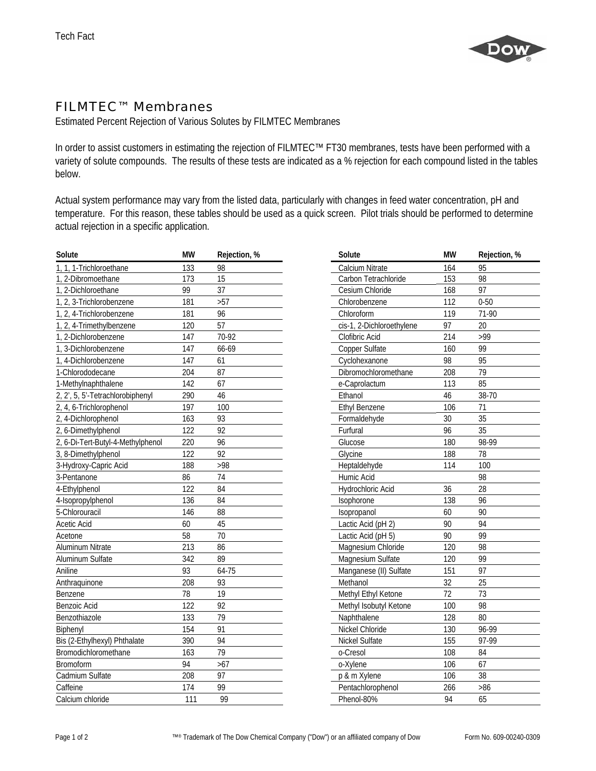Tech Fact

# FILMTEC™ Membranes

Estimated Percent Rejection of Various Solutes by FILMTEC Membranes

In order to assist customers in estimating the rejection of FILMTEC™ FT30 membranes, tests have been performed with a variety of solute compounds. The results of these tests are indicated as a % rejection for each compound listed in the tables below.

Actual system performance may vary from the listed data, particularly with changes in feed water concentration, pH and temperature. For this reason, these tables should be used as a quick screen. Pilot trials should be performed to determine actual rejection in a specific application.

| Solute | MW | Rejection, % |
|---|---|---|
| 1, 1, 1-Trichloroethane | 133 | 98 |
| 1, 2-Dibromoethane | 173 | 15 |
| 1, 2-Dichloroethane | 99 | 37 |
| 1, 2, 3-Trichlorobenzene | 181 | >57 |
| 1, 2, 4-Trichlorobenzene | 181 | 96 |
| 1, 2, 4-Trimethylbenzene | 120 | 57 |
| 1, 2-Dichlorobenzene | 147 | 70-92 |
| 1, 3-Dichlorobenzene | 147 | 66-69 |
| 1, 4-Dichlorobenzene | 147 | 61 |
| 1-Chlorododecane | 204 | 87 |
| 1-Methylnaphthalene | 142 | 67 |
| 2, 2', 5, 5'-Tetrachlorobiphenyl | 290 | 46 |
| 2, 4, 6-Trichlorophenol | 197 | 100 |
| 2, 4-Dichlorophenol | 163 | 93 |
| 2, 6-Dimethylphenol | 122 | 92 |
| 2, 6-Di-Tert-Butyl-4-Methylphenol | 220 | 96 |
| 3, 8-Dimethylphenol | 122 | 92 |
| 3-Hydroxy-Capric Acid | 188 | >98 |
| 3-Pentanone | 86 | 74 |
| 4-Ethylphenol | 122 | 84 |
| 4-Isopropylphenol | 136 | 84 |
| 5-Chlorouracil | 146 | 88 |
| Acetic Acid | 60 | 45 |
| Acetone | 58 | 70 |
| Aluminum Nitrate | 213 | 86 |
| Aluminum Sulfate | 342 | 89 |
| Aniline | 93 | 64-75 |
| Anthraquinone | 208 | 93 |
| Benzene | 78 | 19 |
| Benzoic Acid | 122 | 92 |
| Benzothiazole | 133 | 79 |
| Biphenyl | 154 | 91 |
| Bis (2-Ethylhexyl) Phthalate | 390 | 94 |
| Bromodichloromethane | 163 | 79 |
| Bromoform | 94 | >67 |
| Cadmium Sulfate | 208 | 97 |
| Caffeine | 174 | 99 |
| Calcium chloride | 111 | 99 |
| Calcium Nitrate | 164 | 95 |
| Carbon Tetrachloride | 153 | 98 |
| Cesium Chloride | 168 | 97 |
| Chlorobenzene | 112 | 0-50 |
| Chloroform | 119 | 71-90 |
| cis-1, 2-Dichloroethylene | 97 | 20 |
| Clofibric Acid | 214 | >99 |
| Copper Sulfate | 160 | 99 |
| Cyclohexanone | 98 | 95 |
| Dibromochloromethane | 208 | 79 |
| e-Caprolactum | 113 | 85 |
| Ethanol | 46 | 38-70 |
| Ethyl Benzene | 106 | 71 |
| Formaldehyde | 30 | 35 |
| Furfural | 96 | 35 |
| Glucose | 180 | 98-99 |
| Glycine | 188 | 78 |
| Heptaldehyde | 114 | 100 |
| Humic Acid | | 98 |
| Hydrochloric Acid | 36 | 28 |
| Isophorone | 138 | 96 |
| Isopropanol | 60 | 90 |
| Lactic Acid (pH 2) | 90 | 94 |
| Lactic Acid (pH 5) | 90 | 99 |
| Magnesium Chloride | 120 | 98 |
| Magnesium Sulfate | 120 | 99 |
| Manganese (II) Sulfate | 151 | 97 |
| Methanol | 32 | 25 |
| Methyl Ethyl Ketone | 72 | 73 |
| Methyl Isobutyl Ketone | 100 | 98 |
| Naphthalene | 128 | 80 |
| Nickel Chloride | 130 | 96-99 |
| Nickel Sulfate | 155 | 97-99 |
| o-Cresol | 108 | 84 |
| o-Xylene | 106 | 67 |
| p & m Xylene | 106 | 38 |
| Pentachlorophenol | 266 | >86 |
| Phenol-80% | 94 | 65 |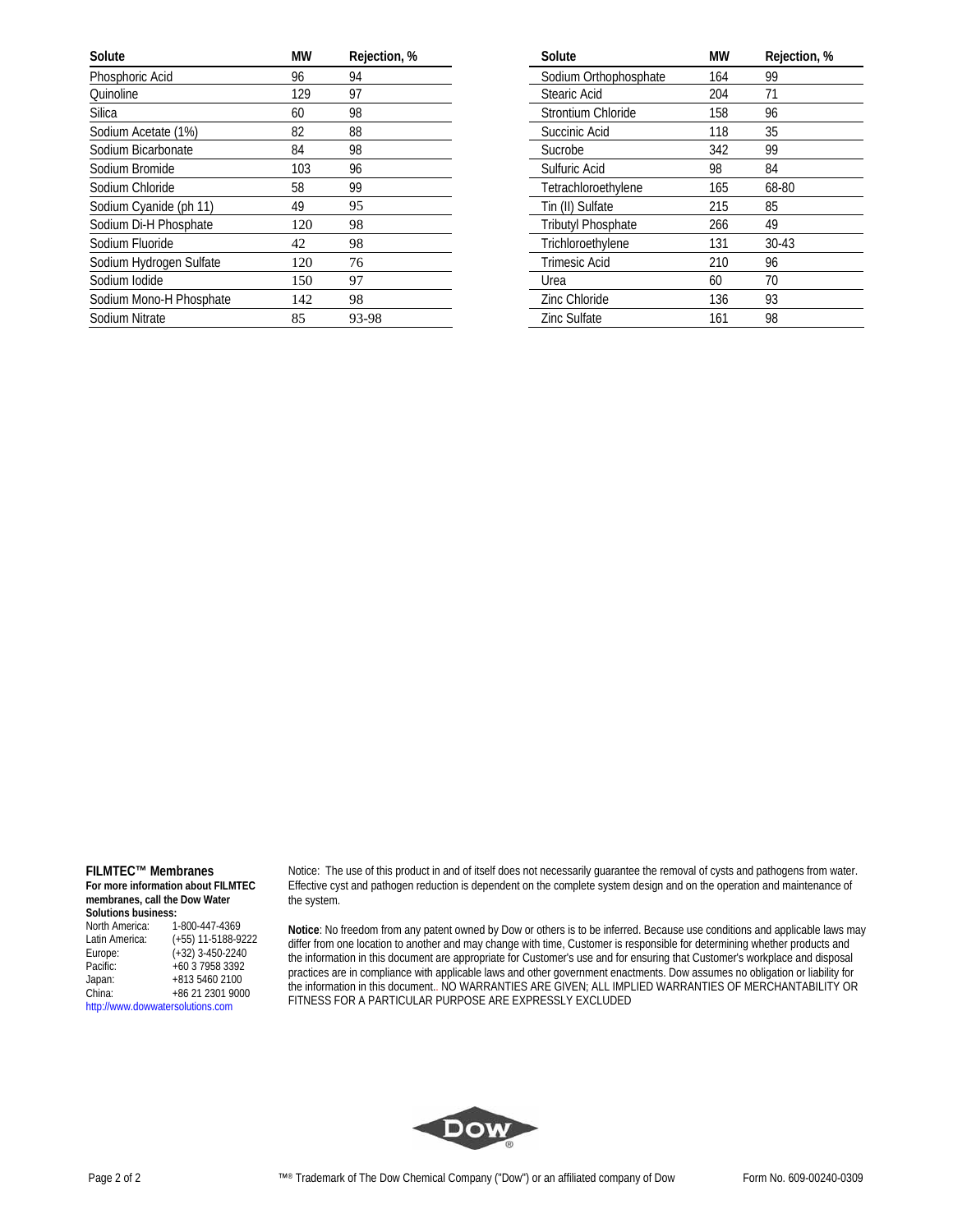| Solute | MW | Rejection, % |
|---|---|---|
| Phosphoric Acid | 96 | 94 |
| Quinoline | 129 | 97 |
| Silica | 60 | 98 |
| Sodium Acetate (1%) | 82 | 88 |
| Sodium Bicarbonate | 84 | 98 |
| Sodium Bromide | 103 | 96 |
| Sodium Chloride | 58 | 99 |
| Sodium Cyanide (ph 11) | 49 | 95 |
| Sodium Di-H Phosphate | 120 | 98 |
| Sodium Fluoride | 42 | 98 |
| Sodium Hydrogen Sulfate | 120 | 76 |
| Sodium Iodide | 150 | 97 |
| Sodium Mono-H Phosphate | 142 | 98 |
| Sodium Nitrate | 85 | 93-98 |

| Solute | MW | Rejection, % |
|---|---|---|
| Sodium Orthophosphate | 164 | 99 |
| Stearic Acid | 204 | 71 |
| Strontium Chloride | 158 | 96 |
| Succinic Acid | 118 | 35 |
| Sucrobe | 342 | 99 |
| Sulfuric Acid | 98 | 84 |
| Tetrachloroethylene | 165 | 68-80 |
| Tin (II) Sulfate | 215 | 85 |
| Tributyl Phosphate | 266 | 49 |
| Trichloroethylene | 131 | 30-43 |
| Trimesic Acid | 210 | 96 |
| Urea | 60 | 70 |
| Zinc Chloride | 136 | 93 |
| Zinc Sulfate | 161 | 98 |

**FILMTEC™ Membranes**
**For more information about FILMTEC membranes, call the Dow Water Solutions business:**

North America: 1-800-447-4369
Latin America: (+55) 11-5188-9222
Europe: (+32) 3-450-2240
Pacific: +60 3 7958 3392
Japan: +813 5460 2100
China: +86 21 2301 9000
http://www.dowwatersolutions.com

Notice: The use of this product in and of itself does not necessarily guarantee the removal of cysts and pathogens from water. Effective cyst and pathogen reduction is dependent on the complete system design and on the operation and maintenance of the system.

**Notice**: No freedom from any patent owned by Dow or others is to be inferred. Because use conditions and applicable laws may differ from one location to another and may change with time, Customer is responsible for determining whether products and the information in this document are appropriate for Customer's use and for ensuring that Customer's workplace and disposal practices are in compliance with applicable laws and other government enactments. Dow assumes no obligation or liability for the information in this document.. NO WARRANTIES ARE GIVEN; ALL IMPLIED WARRANTIES OF MERCHANTABILITY OR FITNESS FOR A PARTICULAR PURPOSE ARE EXPRESSLY EXCLUDED

™® Trademark of The Dow Chemical Company ("Dow") or an affiliated company of Dow

Form No. 609-00240-0309